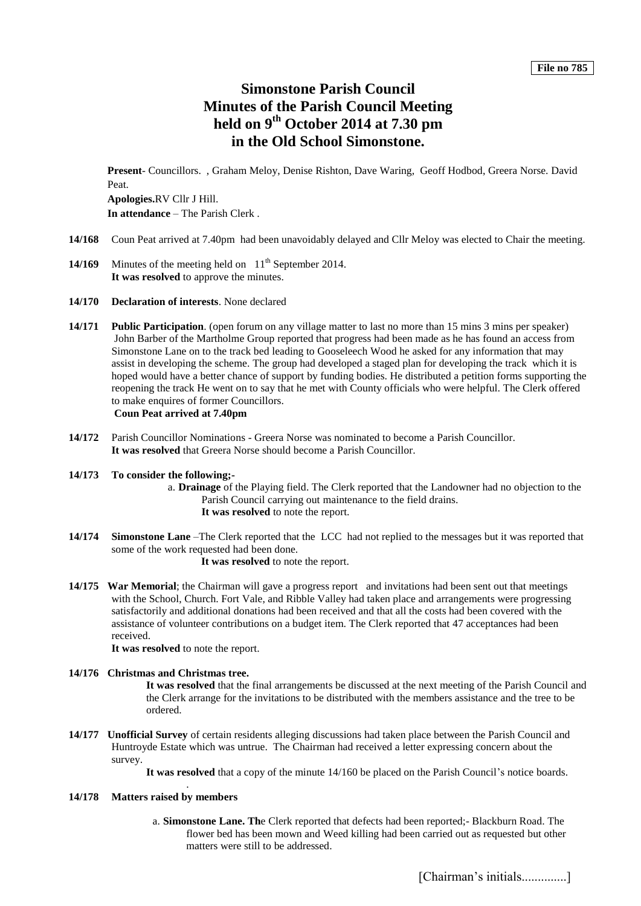File no 785

# Simonstone Parish Council
# Minutes of the Parish Council Meeting held on 9th October 2014 at 7.30 pm in the Old School Simonstone.

**Present**- Councillors. , Graham Meloy, Denise Rishton, Dave Waring, Geoff Hodbod, Greera Norse. David Peat.
**Apologies.**RV Cllr J Hill.
**In attendance** – The Parish Clerk .

**14/168** Coun Peat arrived at 7.40pm had been unavoidably delayed and Cllr Meloy was elected to Chair the meeting.

**14/169** Minutes of the meeting held on 11th September 2014.
**It was resolved** to approve the minutes.

**14/170** **Declaration of interests**. None declared

**14/171** **Public Participation**. (open forum on any village matter to last no more than 15 mins 3 mins per speaker) John Barber of the Martholme Group reported that progress had been made as he has found an access from Simonstone Lane on to the track bed leading to Gooseleech Wood he asked for any information that may assist in developing the scheme. The group had developed a staged plan for developing the track which it is hoped would have a better chance of support by funding bodies. He distributed a petition forms supporting the reopening the track He went on to say that he met with County officials who were helpful. The Clerk offered to make enquires of former Councillors.
**Coun Peat arrived at 7.40pm**

**14/172** Parish Councillor Nominations - Greera Norse was nominated to become a Parish Councillor.
**It was resolved** that Greera Norse should become a Parish Councillor.

**14/173** **To consider the following;-**

a. **Drainage** of the Playing field. The Clerk reported that the Landowner had no objection to the Parish Council carrying out maintenance to the field drains.
**It was resolved** to note the report.

**14/174** **Simonstone Lane** –The Clerk reported that the LCC had not replied to the messages but it was reported that some of the work requested had been done.
**It was resolved** to note the report.

**14/175** **War Memorial**; the Chairman will gave a progress report and invitations had been sent out that meetings with the School, Church. Fort Vale, and Ribble Valley had taken place and arrangements were progressing satisfactorily and additional donations had been received and that all the costs had been covered with the assistance of volunteer contributions on a budget item. The Clerk reported that 47 acceptances had been received.
**It was resolved** to note the report.

**14/176** **Christmas and Christmas tree.**
**It was resolved** that the final arrangements be discussed at the next meeting of the Parish Council and the Clerk arrange for the invitations to be distributed with the members assistance and the tree to be ordered.

**14/177** **Unofficial Survey** of certain residents alleging discussions had taken place between the Parish Council and Huntroyde Estate which was untrue. The Chairman had received a letter expressing concern about the survey.
**It was resolved** that a copy of the minute 14/160 be placed on the Parish Council's notice boards.

**14/178** **Matters raised by members**

a. **Simonstone Lane. The** Clerk reported that defects had been reported;- Blackburn Road. The flower bed has been mown and Weed killing had been carried out as requested but other matters were still to be addressed.

[Chairman's initials.............]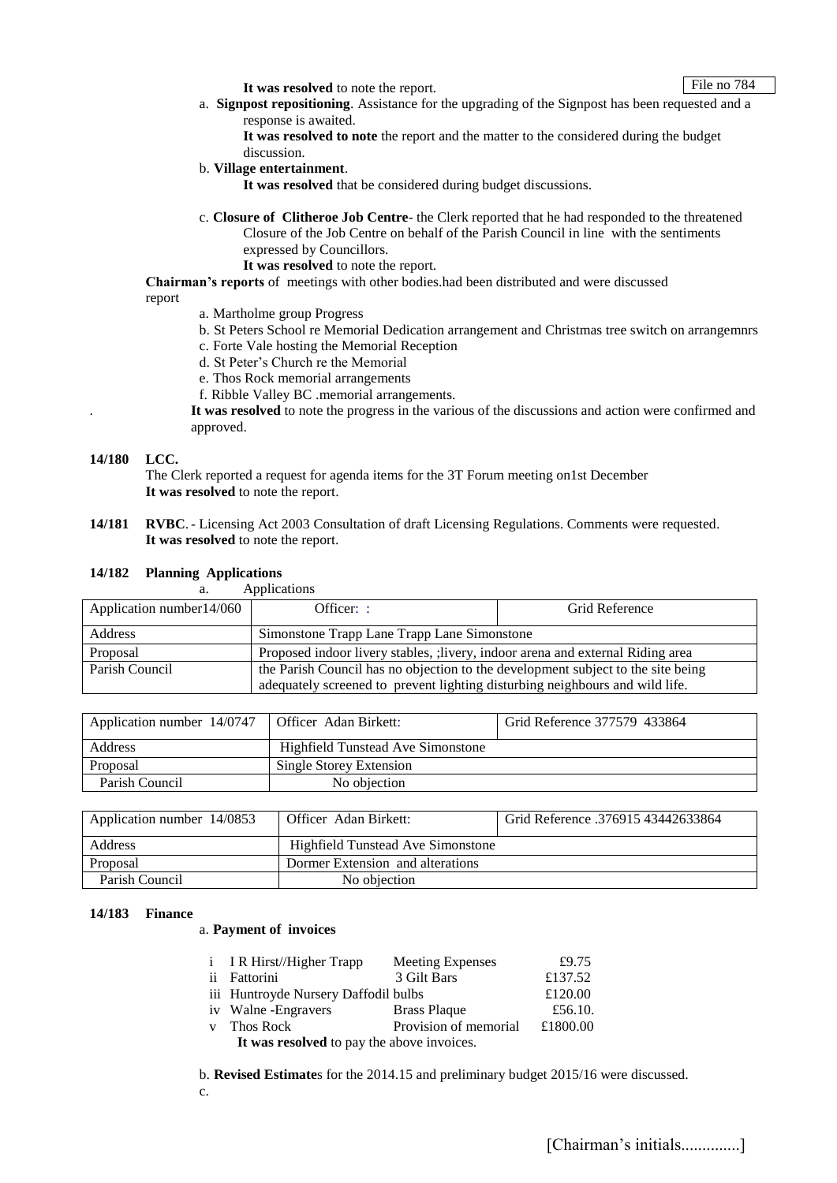File no 784

**It was resolved** to note the report.

a. **Signpost repositioning**. Assistance for the upgrading of the Signpost has been requested and a response is awaited.

**It was resolved to note** the report and the matter to the considered during the budget discussion.

b. **Village entertainment**.

**It was resolved** that be considered during budget discussions.

c. **Closure of Clitheroe Job Centre**- the Clerk reported that he had responded to the threatened Closure of the Job Centre on behalf of the Parish Council in line with the sentiments expressed by Councillors.

**It was resolved** to note the report.

**Chairman's reports** of meetings with other bodies.had been distributed and were discussed report

a. Martholme group Progress
b. St Peters School re Memorial Dedication arrangement and Christmas tree switch on arrangemnrs
c. Forte Vale hosting the Memorial Reception
d. St Peter's Church re the Memorial
e. Thos Rock memorial arrangements
f. Ribble Valley BC .memorial arrangements.

. **It was resolved** to note the progress in the various of the discussions and action were confirmed and approved.

**14/180 LCC.**

The Clerk reported a request for agenda items for the 3T Forum meeting on1st December
**It was resolved** to note the report.

**14/181 RVBC**. - Licensing Act 2003 Consultation of draft Licensing Regulations. Comments were requested.
**It was resolved** to note the report.

**14/182 Planning Applications**

a. Applications

| Application number14/060 | Officer: : | Grid Reference |
|---|---|---|
| Address | Simonstone Trapp Lane Trapp Lane Simonstone | |
| Proposal | Proposed indoor livery stables, ;livery, indoor arena and external Riding area | |
| Parish Council | the Parish Council has no objection to the development subject to the site being adequately screened to prevent lighting disturbing neighbours and wild life. | |

| Application number 14/0747 | Officer Adan Birkett: | Grid Reference 377579 433864 |
|---|---|---|
| Address | Highfield Tunstead Ave Simonstone | |
| Proposal | Single Storey Extension | |
| Parish Council | No objection | |

| Application number 14/0853 | Officer Adan Birkett: | Grid Reference .376915 43442633864 |
|---|---|---|
| Address | Highfield Tunstead Ave Simonstone | |
| Proposal | Dormer Extension and alterations | |
| Parish Council | No objection | |

**14/183 Finance**

a. **Payment of invoices**

| | | | |
|---|---|---|---|
| i | I R Hirst//Higher Trapp | Meeting Expenses | £9.75 |
| ii | Fattorini | 3 Gilt Bars | £137.52 |
| iii | Huntroyde Nursery Daffodil bulbs | | £120.00 |
| iv | Walne -Engravers | Brass Plaque | £56.10. |
| v | Thos Rock | Provision of memorial | £1800.00 |

**It was resolved** to pay the above invoices.

b. **Revised Estimate**s for the 2014.15 and preliminary budget 2015/16 were discussed.

c.

[Chairman's initials.............]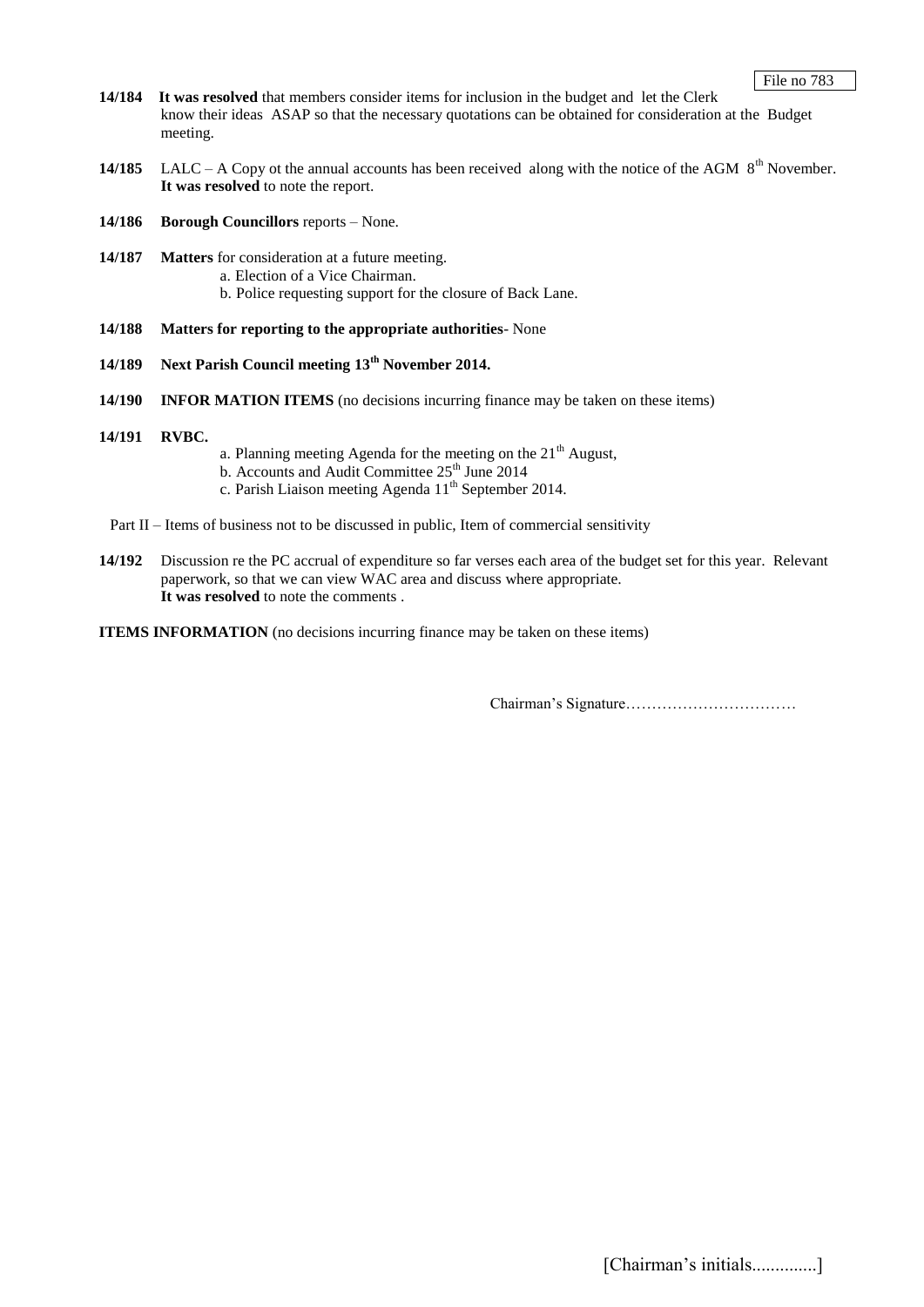File no 783

**14/184** **It was resolved** that members consider items for inclusion in the budget and let the Clerk know their ideas ASAP so that the necessary quotations can be obtained for consideration at the Budget meeting.

**14/185** LALC – A Copy ot the annual accounts has been received along with the notice of the AGM 8th November. **It was resolved** to note the report.

**14/186** **Borough Councillors** reports – None.

**14/187** **Matters** for consideration at a future meeting.

- a. Election of a Vice Chairman.
- b. Police requesting support for the closure of Back Lane.

**14/188** **Matters for reporting to the appropriate authorities**- None

**14/189** **Next Parish Council meeting 13th November 2014.**

**14/190** **INFOR MATION ITEMS** (no decisions incurring finance may be taken on these items)

**14/191** **RVBC.**

- a. Planning meeting Agenda for the meeting on the 21th August,
- b. Accounts and Audit Committee 25th June 2014
- c. Parish Liaison meeting Agenda 11th September 2014.

Part II – Items of business not to be discussed in public, Item of commercial sensitivity

**14/192** Discussion re the PC accrual of expenditure so far verses each area of the budget set for this year. Relevant paperwork, so that we can view WAC area and discuss where appropriate. **It was resolved** to note the comments .

**ITEMS INFORMATION** (no decisions incurring finance may be taken on these items)

Chairman's Signature……………………………

[Chairman's initials.............]